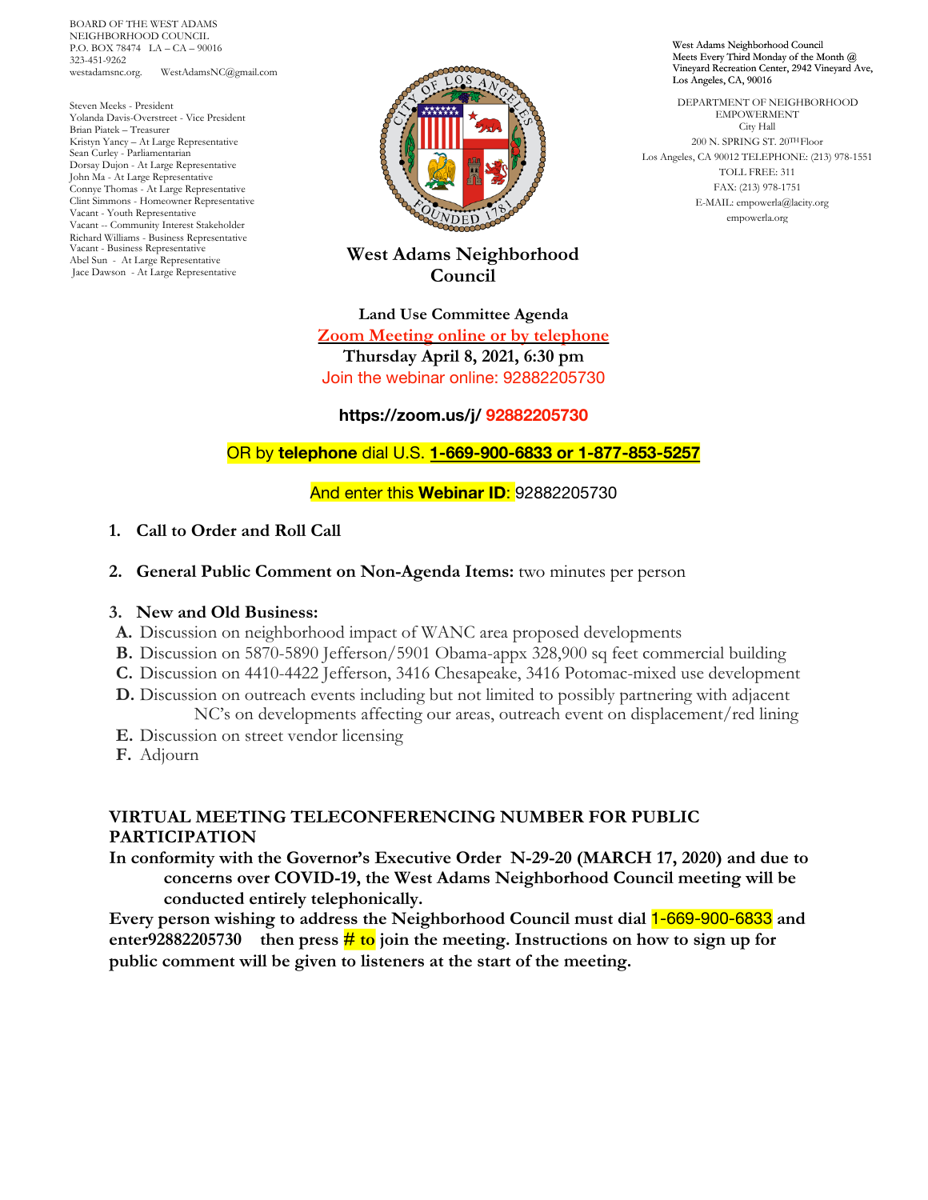BOARD OF THE WEST ADAMS NEIGHBORHOOD COUNCIL
P.O. BOX 78474 LA – CA – 90016
323-451-9262
westadamsnc.org. WestAdamsNC@gmail.com

Steven Meeks - President
Yolanda Davis-Overstreet - Vice President
Brian Piatek – Treasurer
Kristyn Yancy – At Large Representative
Sean Curley - Parliamentarian
Dorsay Dujon - At Large Representative
John Ma - At Large Representative
Connye Thomas - At Large Representative
Clint Simmons - Homeowner Representative
Vacant - Youth Representative
Vacant -- Community Interest Stakeholder
Richard Williams - Business Representative
Vacant - Business Representative
Abel Sun - At Large Representative
Jace Dawson - At Large Representative

West Adams Neighborhood Council
Meets Every Third Monday of the Month @ Vineyard Recreation Center, 2942 Vineyard Ave, Los Angeles, CA, 90016

DEPARTMENT OF NEIGHBORHOOD EMPOWERMENT
City Hall
200 N. SPRING ST. 20TH Floor
Los Angeles, CA 90012 TELEPHONE: (213) 978-1551
TOLL FREE: 311
FAX: (213) 978-1751
E-MAIL: empowerla@lacity.org
empowerla.org

# West Adams Neighborhood Council

**Land Use Committee Agenda**

**Zoom Meeting online or by telephone**

**Thursday April 8, 2021, 6:30 pm**

Join the webinar online: 92882205730

**https://zoom.us/j/ 92882205730**

OR by **telephone** dial U.S. **1-669-900-6833 or 1-877-853-5257**

And enter this **Webinar ID**: 92882205730

1. **Call to Order and Roll Call**
2. **General Public Comment on Non-Agenda Items:** two minutes per person
3. **New and Old Business:**

**A.** Discussion on neighborhood impact of WANC area proposed developments
**B.** Discussion on 5870-5890 Jefferson/5901 Obama-appx 328,900 sq feet commercial building
**C.** Discussion on 4410-4422 Jefferson, 3416 Chesapeake, 3416 Potomac-mixed use development
**D.** Discussion on outreach events including but not limited to possibly partnering with adjacent NC's on developments affecting our areas, outreach event on displacement/red lining
**E.** Discussion on street vendor licensing
**F.** Adjourn

**VIRTUAL MEETING TELECONFERENCING NUMBER FOR PUBLIC PARTICIPATION**

**In conformity with the Governor's Executive Order N-29-20 (MARCH 17, 2020) and due to concerns over COVID-19, the West Adams Neighborhood Council meeting will be conducted entirely telephonically.**

**Every person wishing to address the Neighborhood Council must dial 1-669-900-6833 and enter92882205730 then press # to join the meeting. Instructions on how to sign up for public comment will be given to listeners at the start of the meeting.**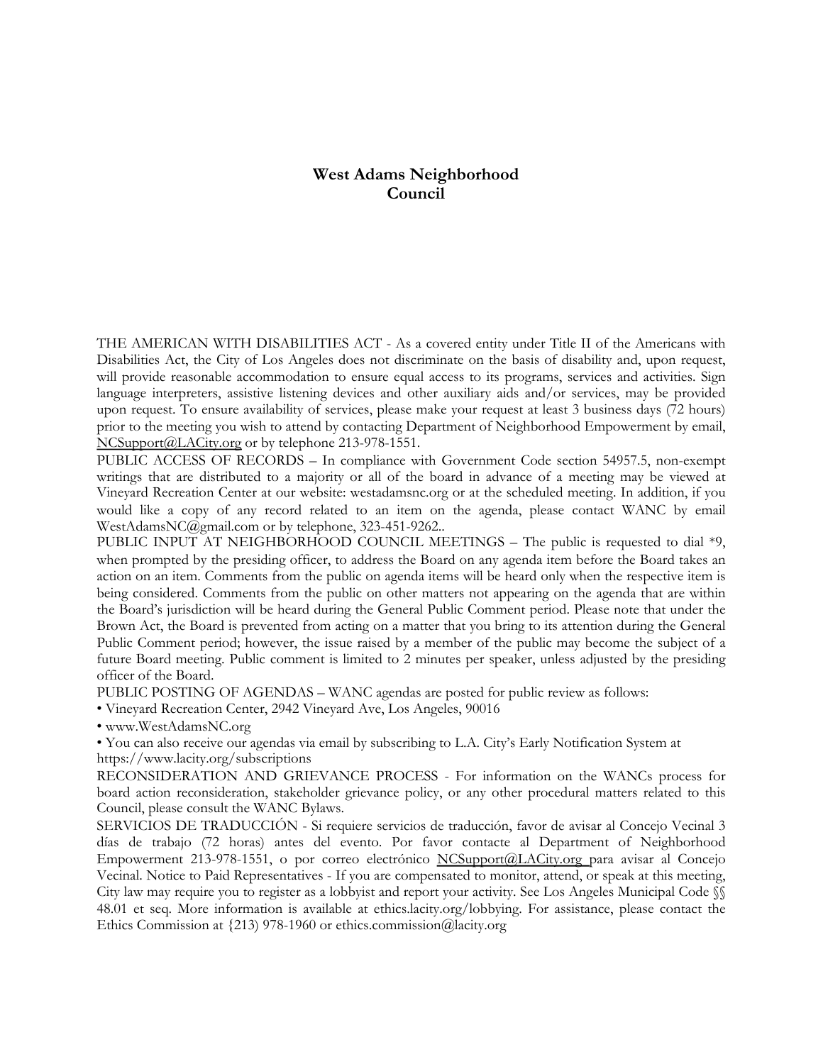**West Adams Neighborhood Council**

THE AMERICAN WITH DISABILITIES ACT - As a covered entity under Title II of the Americans with Disabilities Act, the City of Los Angeles does not discriminate on the basis of disability and, upon request, will provide reasonable accommodation to ensure equal access to its programs, services and activities. Sign language interpreters, assistive listening devices and other auxiliary aids and/or services, may be provided upon request. To ensure availability of services, please make your request at least 3 business days (72 hours) prior to the meeting you wish to attend by contacting Department of Neighborhood Empowerment by email, NCSupport@LACity.org or by telephone 213-978-1551.

PUBLIC ACCESS OF RECORDS – In compliance with Government Code section 54957.5, non-exempt writings that are distributed to a majority or all of the board in advance of a meeting may be viewed at Vineyard Recreation Center at our website: westadamsnc.org or at the scheduled meeting. In addition, if you would like a copy of any record related to an item on the agenda, please contact WANC by email WestAdamsNC@gmail.com or by telephone, 323-451-9262..

PUBLIC INPUT AT NEIGHBORHOOD COUNCIL MEETINGS – The public is requested to dial *9, when prompted by the presiding officer, to address the Board on any agenda item before the Board takes an action on an item. Comments from the public on agenda items will be heard only when the respective item is being considered. Comments from the public on other matters not appearing on the agenda that are within the Board's jurisdiction will be heard during the General Public Comment period. Please note that under the Brown Act, the Board is prevented from acting on a matter that you bring to its attention during the General Public Comment period; however, the issue raised by a member of the public may become the subject of a future Board meeting. Public comment is limited to 2 minutes per speaker, unless adjusted by the presiding officer of the Board.

PUBLIC POSTING OF AGENDAS – WANC agendas are posted for public review as follows:

- Vineyard Recreation Center, 2942 Vineyard Ave, Los Angeles, 90016
- www.WestAdamsNC.org
- You can also receive our agendas via email by subscribing to L.A. City's Early Notification System at https://www.lacity.org/subscriptions

RECONSIDERATION AND GRIEVANCE PROCESS - For information on the WANCs process for board action reconsideration, stakeholder grievance policy, or any other procedural matters related to this Council, please consult the WANC Bylaws.

SERVICIOS DE TRADUCCIÓN - Si requiere servicios de traducción, favor de avisar al Concejo Vecinal 3 días de trabajo (72 horas) antes del evento. Por favor contacte al Department of Neighborhood Empowerment 213-978-1551, o por correo electrónico NCSupport@LACity.org para avisar al Concejo Vecinal. Notice to Paid Representatives - If you are compensated to monitor, attend, or speak at this meeting, City law may require you to register as a lobbyist and report your activity. See Los Angeles Municipal Code §§ 48.01 et seq. More information is available at ethics.lacity.org/lobbying. For assistance, please contact the Ethics Commission at {213) 978-1960 or ethics.commission@lacity.org